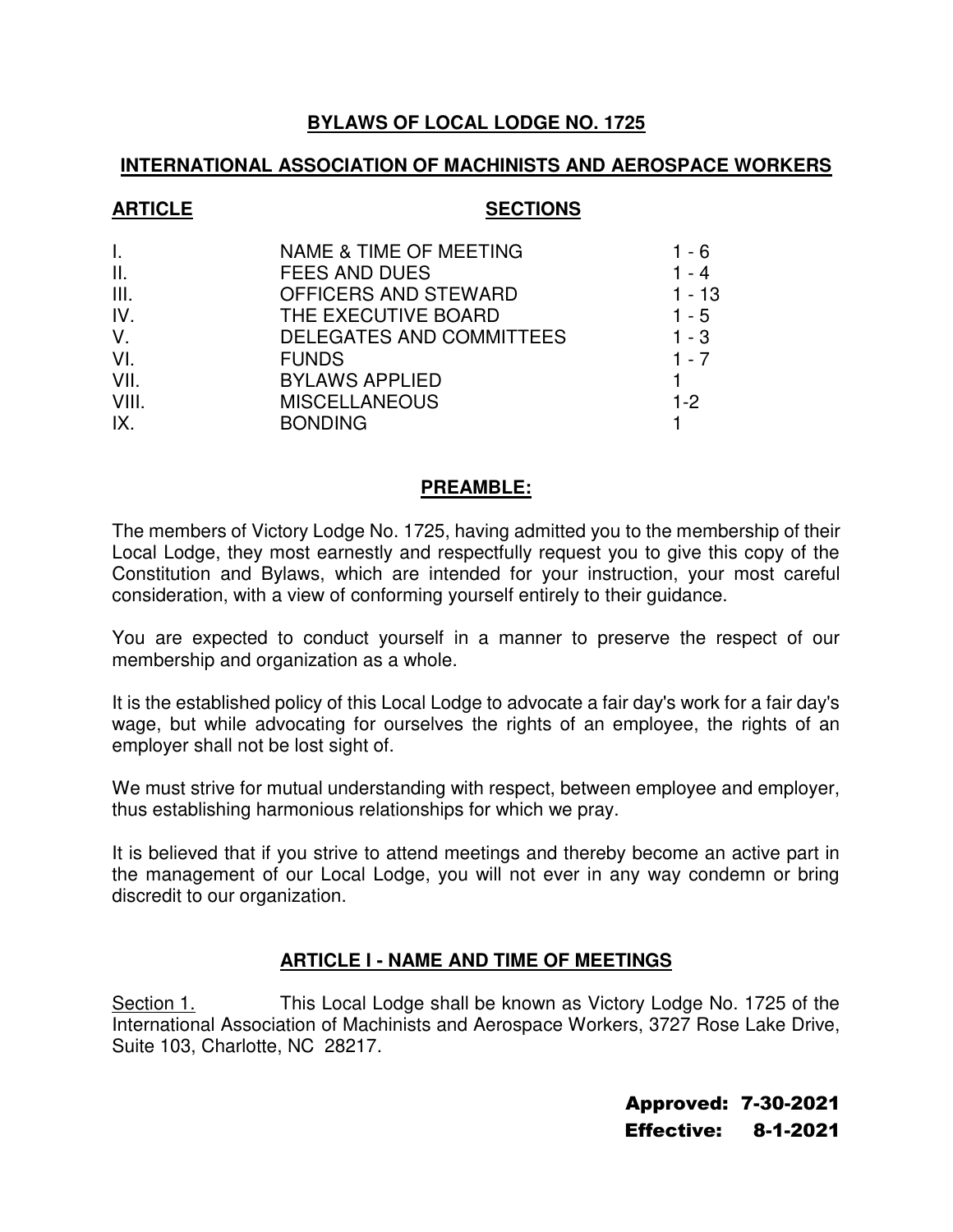# BYLAWS OF LOCAL LODGE NO. 1725

## INTERNATIONAL ASSOCIATION OF MACHINISTS AND AEROSPACE WORKERS

| ARTICLE | | SECTIONS |
|---|---|---|
| I. | NAME & TIME OF MEETING | 1 - 6 |
| II. | FEES AND DUES | 1 - 4 |
| III. | OFFICERS AND STEWARD | 1 - 13 |
| IV. | THE EXECUTIVE BOARD | 1 - 5 |
| V. | DELEGATES AND COMMITTEES | 1 - 3 |
| VI. | FUNDS | 1 - 7 |
| VII. | BYLAWS APPLIED | 1 |
| VIII. | MISCELLANEOUS | 1-2 |
| IX. | BONDING | 1 |

## PREAMBLE:

The members of Victory Lodge No. 1725, having admitted you to the membership of their Local Lodge, they most earnestly and respectfully request you to give this copy of the Constitution and Bylaws, which are intended for your instruction, your most careful consideration, with a view of conforming yourself entirely to their guidance.

You are expected to conduct yourself in a manner to preserve the respect of our membership and organization as a whole.

It is the established policy of this Local Lodge to advocate a fair day's work for a fair day's wage, but while advocating for ourselves the rights of an employee, the rights of an employer shall not be lost sight of.

We must strive for mutual understanding with respect, between employee and employer, thus establishing harmonious relationships for which we pray.

It is believed that if you strive to attend meetings and thereby become an active part in the management of our Local Lodge, you will not ever in any way condemn or bring discredit to our organization.

## ARTICLE I - NAME AND TIME OF MEETINGS

Section 1. This Local Lodge shall be known as Victory Lodge No. 1725 of the International Association of Machinists and Aerospace Workers, 3727 Rose Lake Drive, Suite 103, Charlotte, NC 28217.

**Approved: 7-30-2021**
**Effective: 8-1-2021**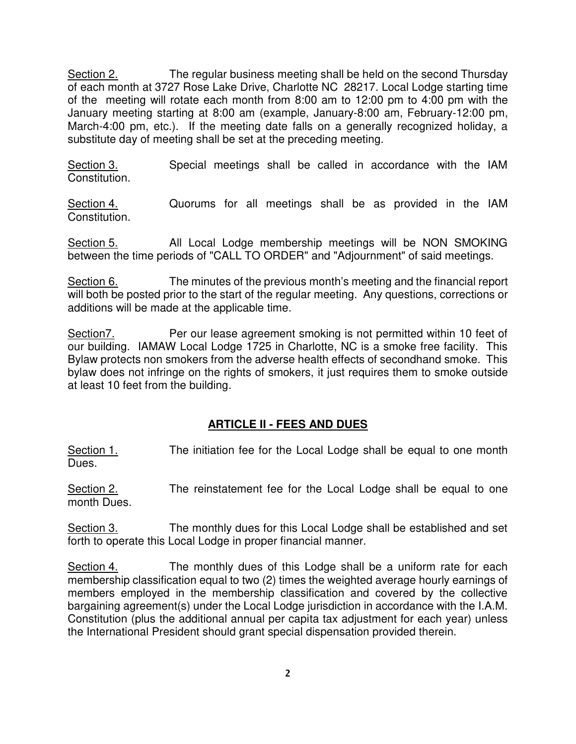<u>Section 2.</u> The regular business meeting shall be held on the second Thursday of each month at 3727 Rose Lake Drive, Charlotte NC 28217. Local Lodge starting time of the meeting will rotate each month from 8:00 am to 12:00 pm to 4:00 pm with the January meeting starting at 8:00 am (example, January-8:00 am, February-12:00 pm, March-4:00 pm, etc.). If the meeting date falls on a generally recognized holiday, a substitute day of meeting shall be set at the preceding meeting.

<u>Section 3.</u> Special meetings shall be called in accordance with the IAM Constitution.

<u>Section 4.</u> Quorums for all meetings shall be as provided in the IAM Constitution.

<u>Section 5.</u> All Local Lodge membership meetings will be NON SMOKING between the time periods of "CALL TO ORDER" and "Adjournment" of said meetings.

<u>Section 6.</u> The minutes of the previous month's meeting and the financial report will both be posted prior to the start of the regular meeting. Any questions, corrections or additions will be made at the applicable time.

<u>Section7.</u> Per our lease agreement smoking is not permitted within 10 feet of our building. IAMAW Local Lodge 1725 in Charlotte, NC is a smoke free facility. This Bylaw protects non smokers from the adverse health effects of secondhand smoke. This bylaw does not infringe on the rights of smokers, it just requires them to smoke outside at least 10 feet from the building.

## ARTICLE II - FEES AND DUES

<u>Section 1.</u> The initiation fee for the Local Lodge shall be equal to one month Dues.

<u>Section 2.</u> The reinstatement fee for the Local Lodge shall be equal to one month Dues.

<u>Section 3.</u> The monthly dues for this Local Lodge shall be established and set forth to operate this Local Lodge in proper financial manner.

<u>Section 4.</u> The monthly dues of this Lodge shall be a uniform rate for each membership classification equal to two (2) times the weighted average hourly earnings of members employed in the membership classification and covered by the collective bargaining agreement(s) under the Local Lodge jurisdiction in accordance with the I.A.M. Constitution (plus the additional annual per capita tax adjustment for each year) unless the International President should grant special dispensation provided therein.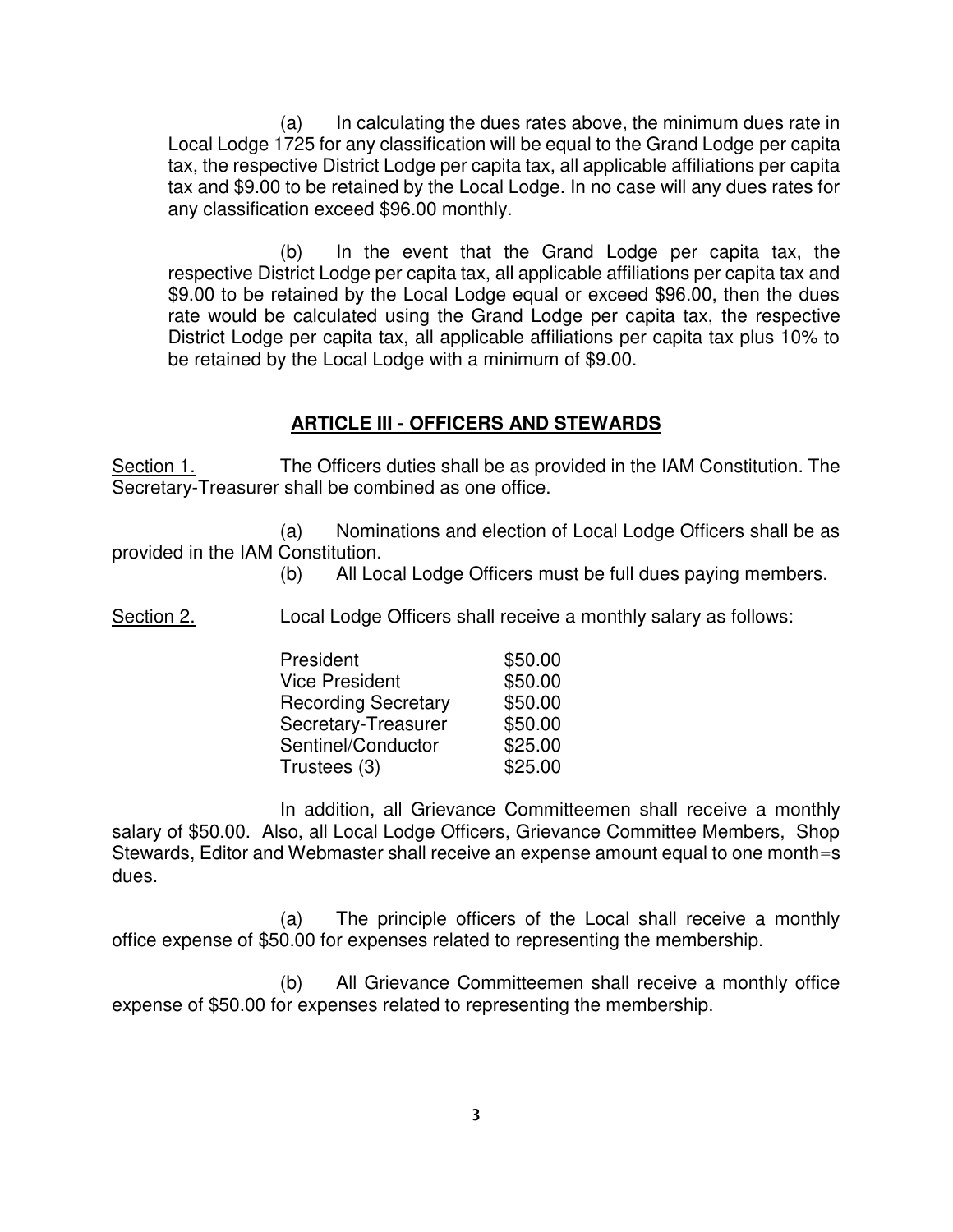(a) In calculating the dues rates above, the minimum dues rate in Local Lodge 1725 for any classification will be equal to the Grand Lodge per capita tax, the respective District Lodge per capita tax, all applicable affiliations per capita tax and $9.00 to be retained by the Local Lodge. In no case will any dues rates for any classification exceed $96.00 monthly.

(b) In the event that the Grand Lodge per capita tax, the respective District Lodge per capita tax, all applicable affiliations per capita tax and $9.00 to be retained by the Local Lodge equal or exceed $96.00, then the dues rate would be calculated using the Grand Lodge per capita tax, the respective District Lodge per capita tax, all applicable affiliations per capita tax plus 10% to be retained by the Local Lodge with a minimum of $9.00.

## ARTICLE III - OFFICERS AND STEWARDS

Section 1. The Officers duties shall be as provided in the IAM Constitution. The Secretary-Treasurer shall be combined as one office.

(a) Nominations and election of Local Lodge Officers shall be as provided in the IAM Constitution.

(b) All Local Lodge Officers must be full dues paying members.

Section 2. Local Lodge Officers shall receive a monthly salary as follows:

| | |
|---|---|
| President | $50.00 |
| Vice President | $50.00 |
| Recording Secretary | $50.00 |
| Secretary-Treasurer | $50.00 |
| Sentinel/Conductor | $25.00 |
| Trustees (3) | $25.00 |

In addition, all Grievance Committeemen shall receive a monthly salary of $50.00. Also, all Local Lodge Officers, Grievance Committee Members, Shop Stewards, Editor and Webmaster shall receive an expense amount equal to one month=s dues.

(a) The principle officers of the Local shall receive a monthly office expense of $50.00 for expenses related to representing the membership.

(b) All Grievance Committeemen shall receive a monthly office expense of $50.00 for expenses related to representing the membership.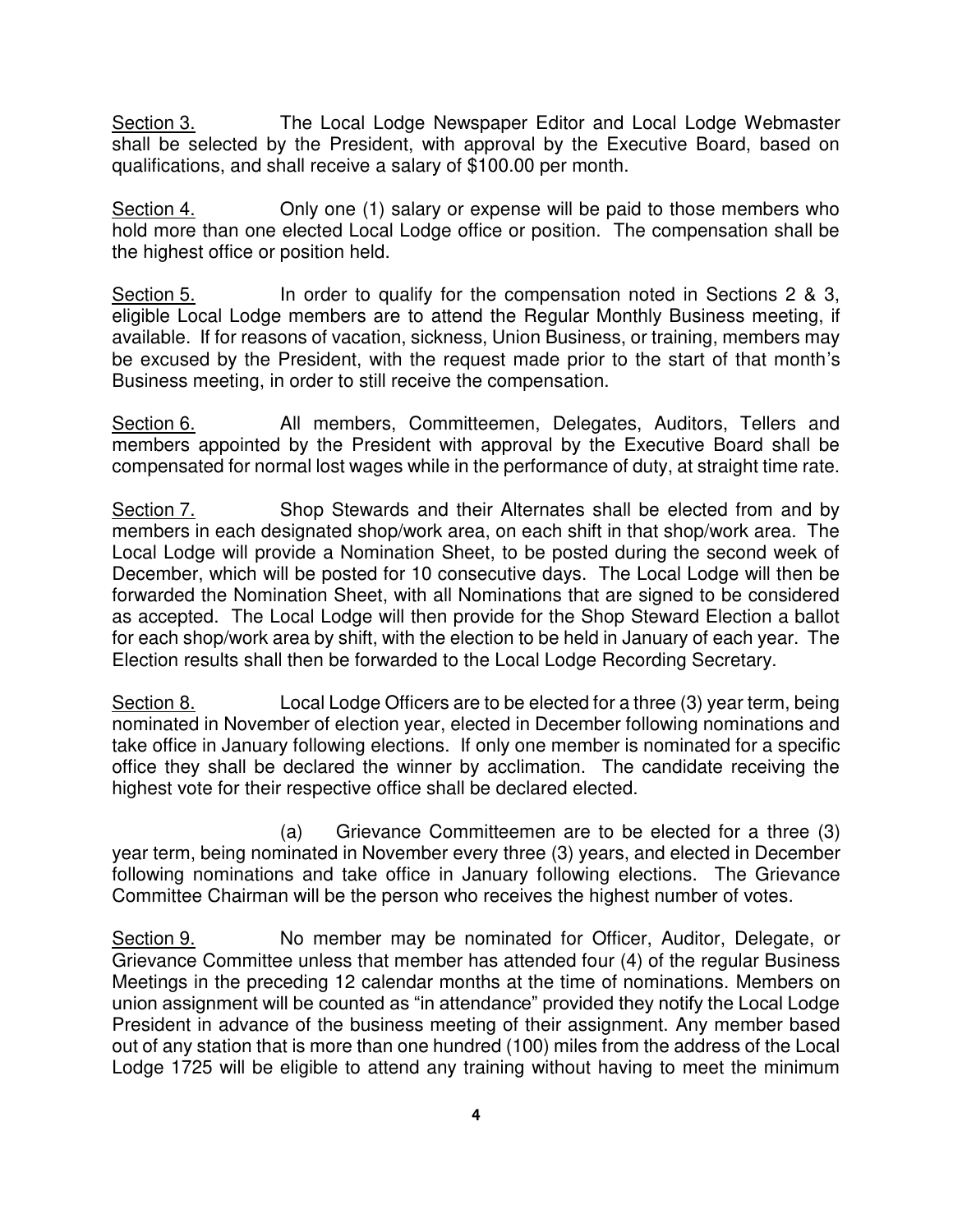<u>Section 3.</u> The Local Lodge Newspaper Editor and Local Lodge Webmaster shall be selected by the President, with approval by the Executive Board, based on qualifications, and shall receive a salary of $100.00 per month.

<u>Section 4.</u> Only one (1) salary or expense will be paid to those members who hold more than one elected Local Lodge office or position. The compensation shall be the highest office or position held.

<u>Section 5.</u> In order to qualify for the compensation noted in Sections 2 & 3, eligible Local Lodge members are to attend the Regular Monthly Business meeting, if available. If for reasons of vacation, sickness, Union Business, or training, members may be excused by the President, with the request made prior to the start of that month's Business meeting, in order to still receive the compensation.

<u>Section 6.</u> All members, Committeemen, Delegates, Auditors, Tellers and members appointed by the President with approval by the Executive Board shall be compensated for normal lost wages while in the performance of duty, at straight time rate.

<u>Section 7.</u> Shop Stewards and their Alternates shall be elected from and by members in each designated shop/work area, on each shift in that shop/work area. The Local Lodge will provide a Nomination Sheet, to be posted during the second week of December, which will be posted for 10 consecutive days. The Local Lodge will then be forwarded the Nomination Sheet, with all Nominations that are signed to be considered as accepted. The Local Lodge will then provide for the Shop Steward Election a ballot for each shop/work area by shift, with the election to be held in January of each year. The Election results shall then be forwarded to the Local Lodge Recording Secretary.

<u>Section 8.</u> Local Lodge Officers are to be elected for a three (3) year term, being nominated in November of election year, elected in December following nominations and take office in January following elections. If only one member is nominated for a specific office they shall be declared the winner by acclimation. The candidate receiving the highest vote for their respective office shall be declared elected.

(a) Grievance Committeemen are to be elected for a three (3) year term, being nominated in November every three (3) years, and elected in December following nominations and take office in January following elections. The Grievance Committee Chairman will be the person who receives the highest number of votes.

<u>Section 9.</u> No member may be nominated for Officer, Auditor, Delegate, or Grievance Committee unless that member has attended four (4) of the regular Business Meetings in the preceding 12 calendar months at the time of nominations. Members on union assignment will be counted as "in attendance" provided they notify the Local Lodge President in advance of the business meeting of their assignment. Any member based out of any station that is more than one hundred (100) miles from the address of the Local Lodge 1725 will be eligible to attend any training without having to meet the minimum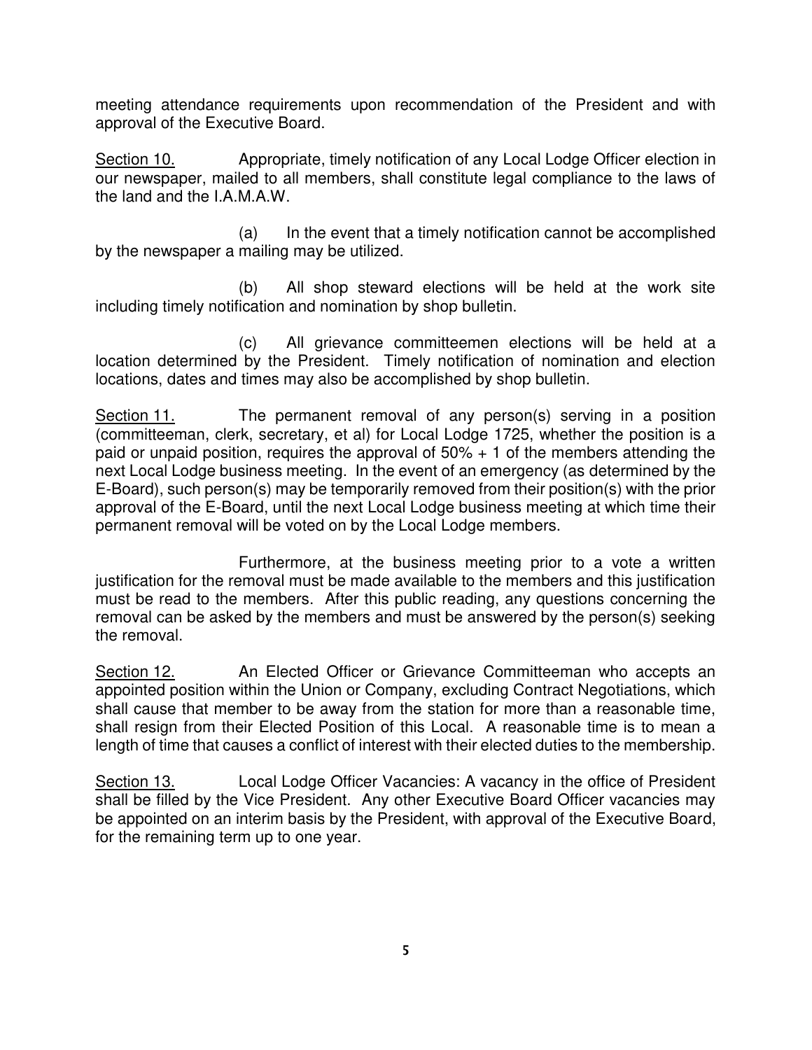meeting attendance requirements upon recommendation of the President and with approval of the Executive Board.

Section 10. Appropriate, timely notification of any Local Lodge Officer election in our newspaper, mailed to all members, shall constitute legal compliance to the laws of the land and the I.A.M.A.W.

(a) In the event that a timely notification cannot be accomplished by the newspaper a mailing may be utilized.

(b) All shop steward elections will be held at the work site including timely notification and nomination by shop bulletin.

(c) All grievance committeemen elections will be held at a location determined by the President. Timely notification of nomination and election locations, dates and times may also be accomplished by shop bulletin.

Section 11. The permanent removal of any person(s) serving in a position (committeeman, clerk, secretary, et al) for Local Lodge 1725, whether the position is a paid or unpaid position, requires the approval of 50% + 1 of the members attending the next Local Lodge business meeting. In the event of an emergency (as determined by the E-Board), such person(s) may be temporarily removed from their position(s) with the prior approval of the E-Board, until the next Local Lodge business meeting at which time their permanent removal will be voted on by the Local Lodge members.

Furthermore, at the business meeting prior to a vote a written justification for the removal must be made available to the members and this justification must be read to the members. After this public reading, any questions concerning the removal can be asked by the members and must be answered by the person(s) seeking the removal.

Section 12. An Elected Officer or Grievance Committeeman who accepts an appointed position within the Union or Company, excluding Contract Negotiations, which shall cause that member to be away from the station for more than a reasonable time, shall resign from their Elected Position of this Local. A reasonable time is to mean a length of time that causes a conflict of interest with their elected duties to the membership.

Section 13. Local Lodge Officer Vacancies: A vacancy in the office of President shall be filled by the Vice President. Any other Executive Board Officer vacancies may be appointed on an interim basis by the President, with approval of the Executive Board, for the remaining term up to one year.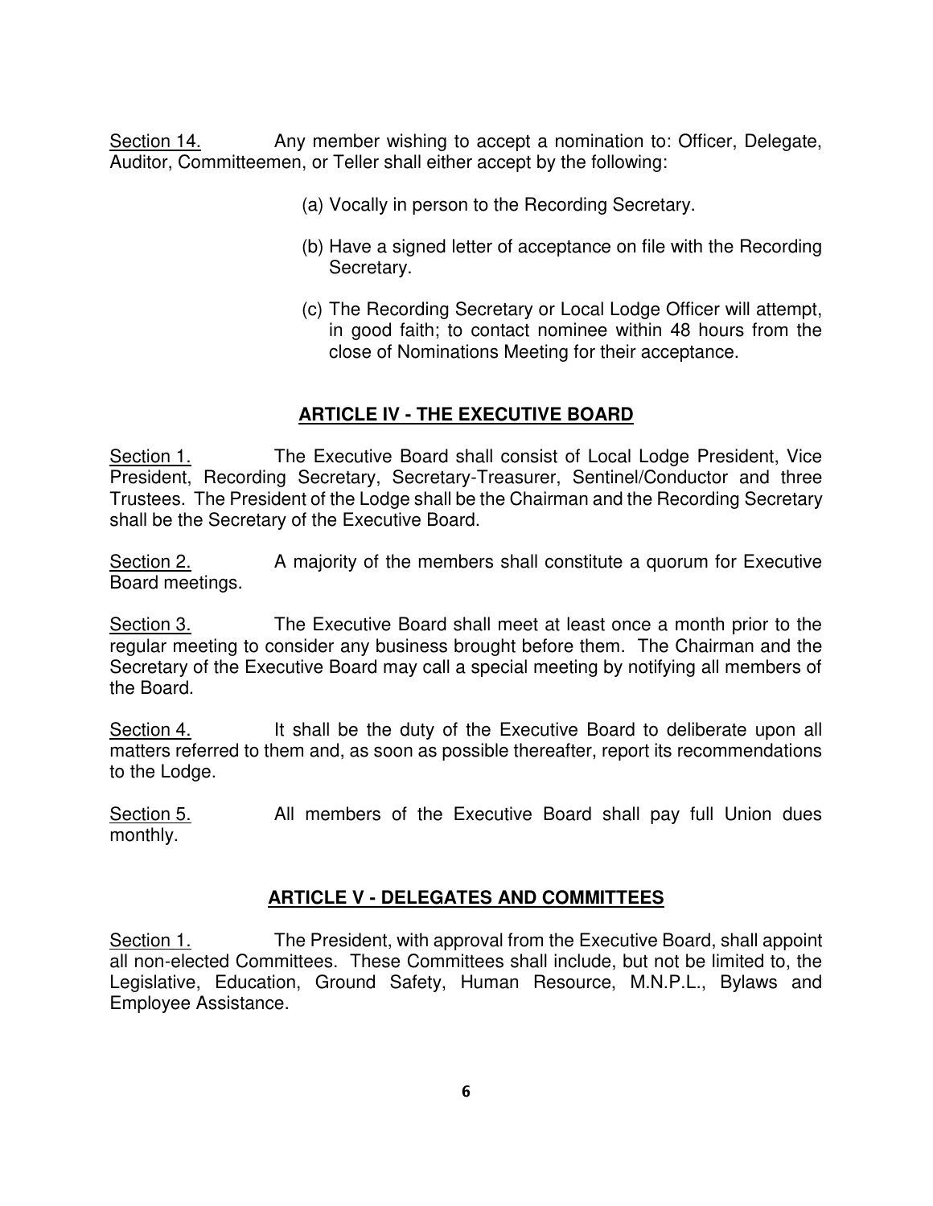Section 14. Any member wishing to accept a nomination to: Officer, Delegate, Auditor, Committeemen, or Teller shall either accept by the following:

(a) Vocally in person to the Recording Secretary.

(b) Have a signed letter of acceptance on file with the Recording Secretary.

(c) The Recording Secretary or Local Lodge Officer will attempt, in good faith; to contact nominee within 48 hours from the close of Nominations Meeting for their acceptance.

## ARTICLE IV - THE EXECUTIVE BOARD

Section 1. The Executive Board shall consist of Local Lodge President, Vice President, Recording Secretary, Secretary-Treasurer, Sentinel/Conductor and three Trustees. The President of the Lodge shall be the Chairman and the Recording Secretary shall be the Secretary of the Executive Board.

Section 2. A majority of the members shall constitute a quorum for Executive Board meetings.

Section 3. The Executive Board shall meet at least once a month prior to the regular meeting to consider any business brought before them. The Chairman and the Secretary of the Executive Board may call a special meeting by notifying all members of the Board.

Section 4. It shall be the duty of the Executive Board to deliberate upon all matters referred to them and, as soon as possible thereafter, report its recommendations to the Lodge.

Section 5. All members of the Executive Board shall pay full Union dues monthly.

## ARTICLE V - DELEGATES AND COMMITTEES

Section 1. The President, with approval from the Executive Board, shall appoint all non-elected Committees. These Committees shall include, but not be limited to, the Legislative, Education, Ground Safety, Human Resource, M.N.P.L., Bylaws and Employee Assistance.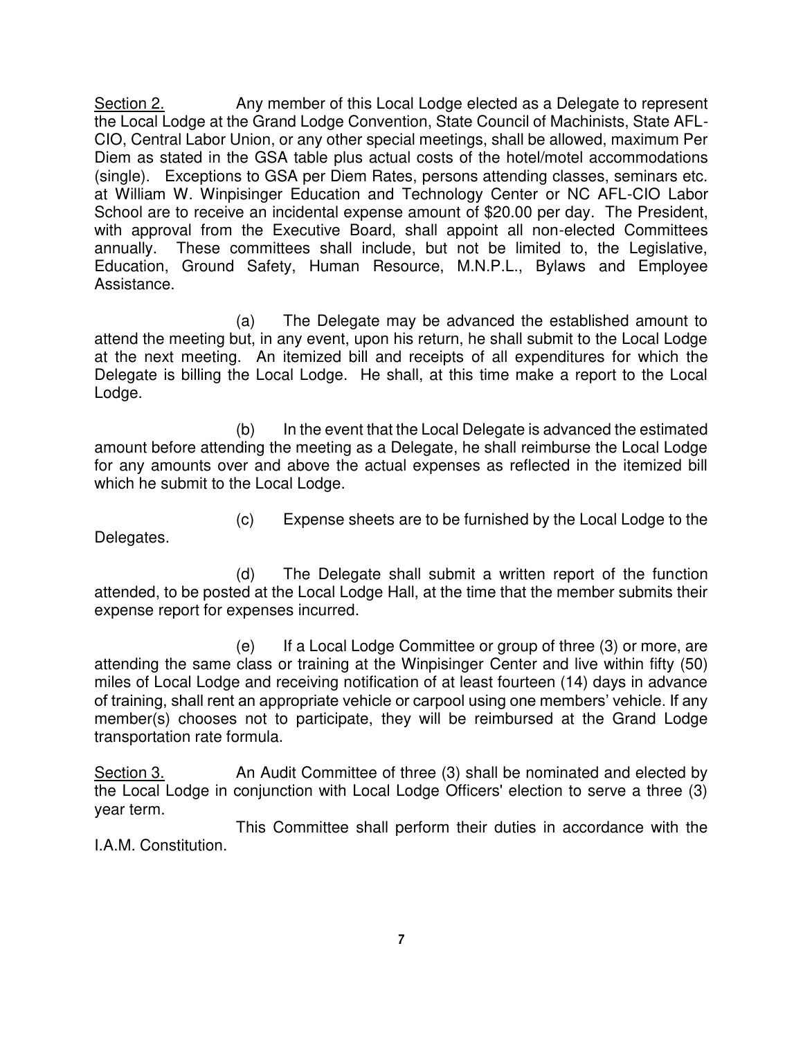<u>Section 2.</u> Any member of this Local Lodge elected as a Delegate to represent the Local Lodge at the Grand Lodge Convention, State Council of Machinists, State AFL-CIO, Central Labor Union, or any other special meetings, shall be allowed, maximum Per Diem as stated in the GSA table plus actual costs of the hotel/motel accommodations (single). Exceptions to GSA per Diem Rates, persons attending classes, seminars etc. at William W. Winpisinger Education and Technology Center or NC AFL-CIO Labor School are to receive an incidental expense amount of $20.00 per day. The President, with approval from the Executive Board, shall appoint all non-elected Committees annually. These committees shall include, but not be limited to, the Legislative, Education, Ground Safety, Human Resource, M.N.P.L., Bylaws and Employee Assistance.

(a) The Delegate may be advanced the established amount to attend the meeting but, in any event, upon his return, he shall submit to the Local Lodge at the next meeting. An itemized bill and receipts of all expenditures for which the Delegate is billing the Local Lodge. He shall, at this time make a report to the Local Lodge.

(b) In the event that the Local Delegate is advanced the estimated amount before attending the meeting as a Delegate, he shall reimburse the Local Lodge for any amounts over and above the actual expenses as reflected in the itemized bill which he submit to the Local Lodge.

(c) Expense sheets are to be furnished by the Local Lodge to the Delegates.

(d) The Delegate shall submit a written report of the function attended, to be posted at the Local Lodge Hall, at the time that the member submits their expense report for expenses incurred.

(e) If a Local Lodge Committee or group of three (3) or more, are attending the same class or training at the Winpisinger Center and live within fifty (50) miles of Local Lodge and receiving notification of at least fourteen (14) days in advance of training, shall rent an appropriate vehicle or carpool using one members' vehicle. If any member(s) chooses not to participate, they will be reimbursed at the Grand Lodge transportation rate formula.

<u>Section 3.</u> An Audit Committee of three (3) shall be nominated and elected by the Local Lodge in conjunction with Local Lodge Officers' election to serve a three (3) year term.

This Committee shall perform their duties in accordance with the I.A.M. Constitution.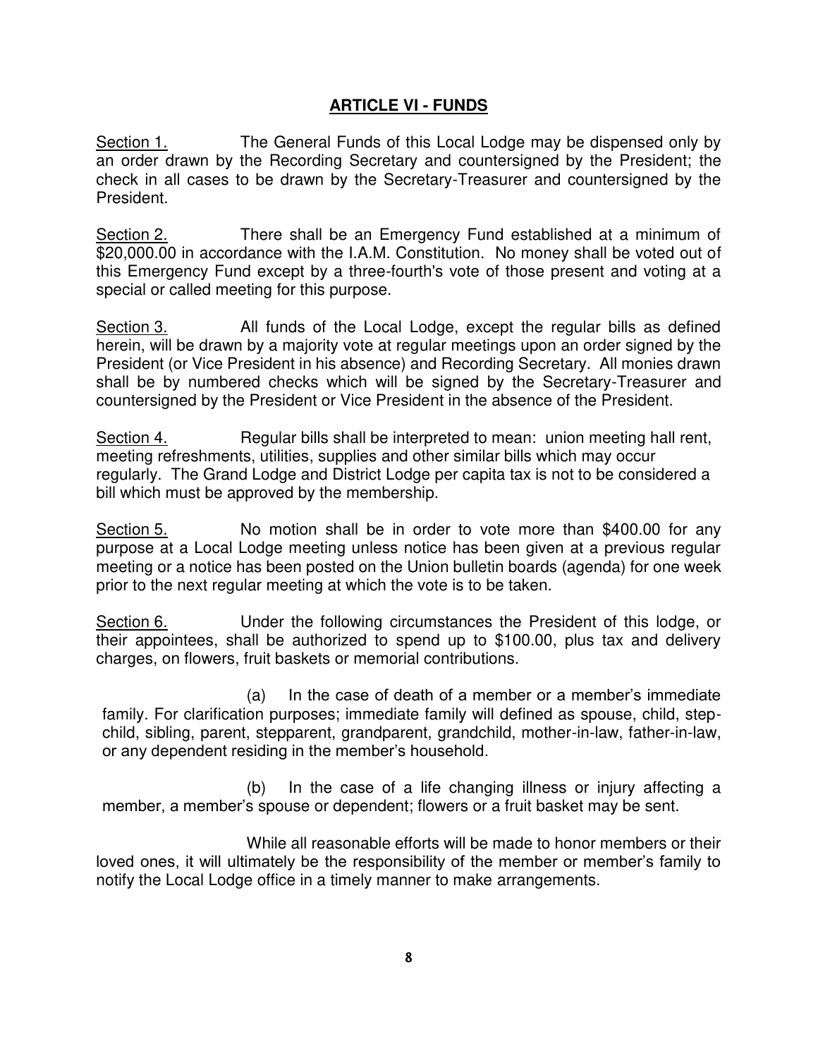## ARTICLE VI - FUNDS

Section 1. The General Funds of this Local Lodge may be dispensed only by an order drawn by the Recording Secretary and countersigned by the President; the check in all cases to be drawn by the Secretary-Treasurer and countersigned by the President.

Section 2. There shall be an Emergency Fund established at a minimum of $20,000.00 in accordance with the I.A.M. Constitution. No money shall be voted out of this Emergency Fund except by a three-fourth's vote of those present and voting at a special or called meeting for this purpose.

Section 3. All funds of the Local Lodge, except the regular bills as defined herein, will be drawn by a majority vote at regular meetings upon an order signed by the President (or Vice President in his absence) and Recording Secretary. All monies drawn shall be by numbered checks which will be signed by the Secretary-Treasurer and countersigned by the President or Vice President in the absence of the President.

Section 4. Regular bills shall be interpreted to mean: union meeting hall rent, meeting refreshments, utilities, supplies and other similar bills which may occur regularly. The Grand Lodge and District Lodge per capita tax is not to be considered a bill which must be approved by the membership.

Section 5. No motion shall be in order to vote more than $400.00 for any purpose at a Local Lodge meeting unless notice has been given at a previous regular meeting or a notice has been posted on the Union bulletin boards (agenda) for one week prior to the next regular meeting at which the vote is to be taken.

Section 6. Under the following circumstances the President of this lodge, or their appointees, shall be authorized to spend up to $100.00, plus tax and delivery charges, on flowers, fruit baskets or memorial contributions.

(a) In the case of death of a member or a member's immediate family. For clarification purposes; immediate family will defined as spouse, child, step-child, sibling, parent, stepparent, grandparent, grandchild, mother-in-law, father-in-law, or any dependent residing in the member's household.

(b) In the case of a life changing illness or injury affecting a member, a member's spouse or dependent; flowers or a fruit basket may be sent.

While all reasonable efforts will be made to honor members or their loved ones, it will ultimately be the responsibility of the member or member's family to notify the Local Lodge office in a timely manner to make arrangements.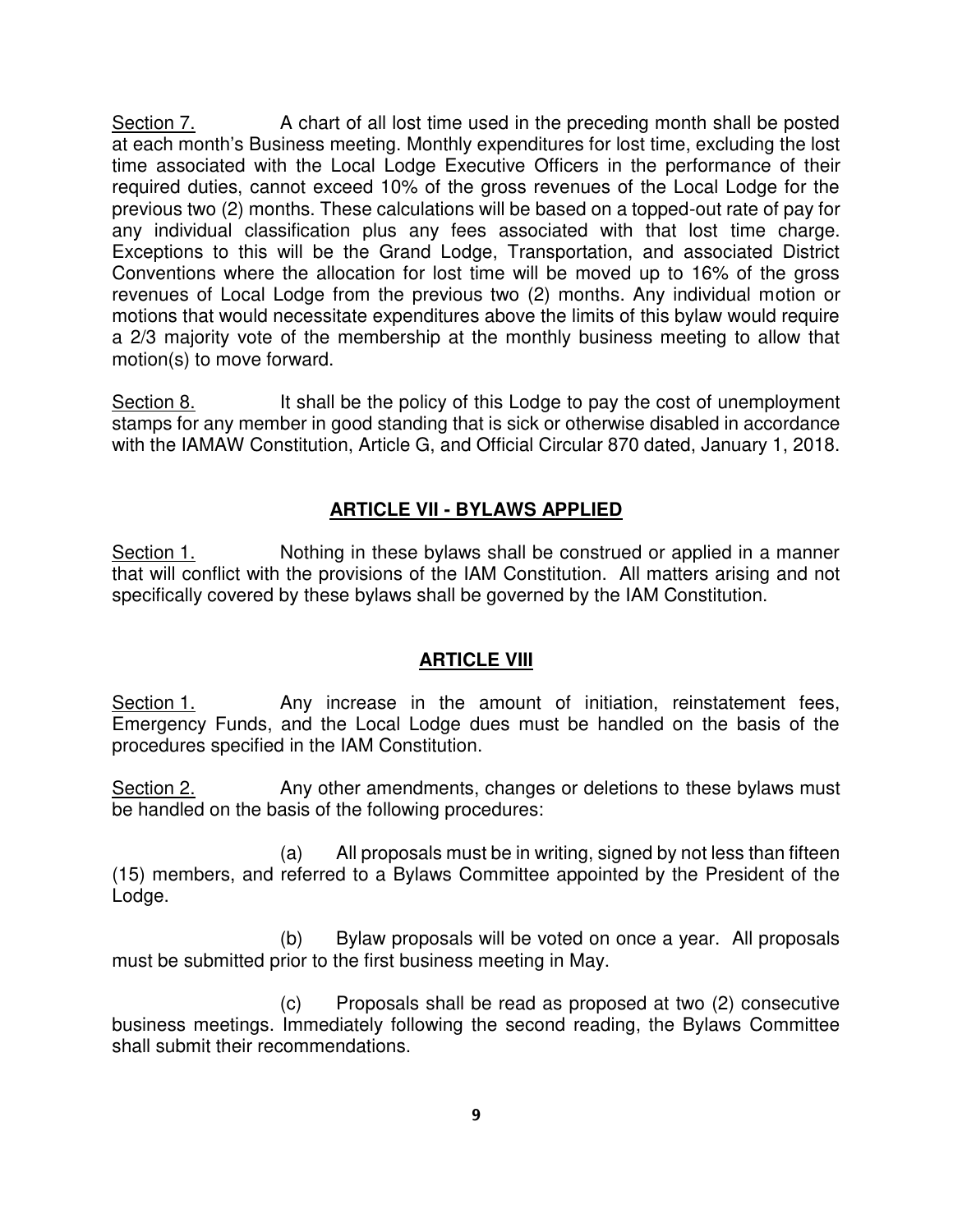Section 7. A chart of all lost time used in the preceding month shall be posted at each month's Business meeting. Monthly expenditures for lost time, excluding the lost time associated with the Local Lodge Executive Officers in the performance of their required duties, cannot exceed 10% of the gross revenues of the Local Lodge for the previous two (2) months. These calculations will be based on a topped-out rate of pay for any individual classification plus any fees associated with that lost time charge. Exceptions to this will be the Grand Lodge, Transportation, and associated District Conventions where the allocation for lost time will be moved up to 16% of the gross revenues of Local Lodge from the previous two (2) months. Any individual motion or motions that would necessitate expenditures above the limits of this bylaw would require a 2/3 majority vote of the membership at the monthly business meeting to allow that motion(s) to move forward.

Section 8. It shall be the policy of this Lodge to pay the cost of unemployment stamps for any member in good standing that is sick or otherwise disabled in accordance with the IAMAW Constitution, Article G, and Official Circular 870 dated, January 1, 2018.

## ARTICLE VII - BYLAWS APPLIED

Section 1. Nothing in these bylaws shall be construed or applied in a manner that will conflict with the provisions of the IAM Constitution. All matters arising and not specifically covered by these bylaws shall be governed by the IAM Constitution.

## ARTICLE VIII

Section 1. Any increase in the amount of initiation, reinstatement fees, Emergency Funds, and the Local Lodge dues must be handled on the basis of the procedures specified in the IAM Constitution.

Section 2. Any other amendments, changes or deletions to these bylaws must be handled on the basis of the following procedures:

(a) All proposals must be in writing, signed by not less than fifteen (15) members, and referred to a Bylaws Committee appointed by the President of the Lodge.

(b) Bylaw proposals will be voted on once a year. All proposals must be submitted prior to the first business meeting in May.

(c) Proposals shall be read as proposed at two (2) consecutive business meetings. Immediately following the second reading, the Bylaws Committee shall submit their recommendations.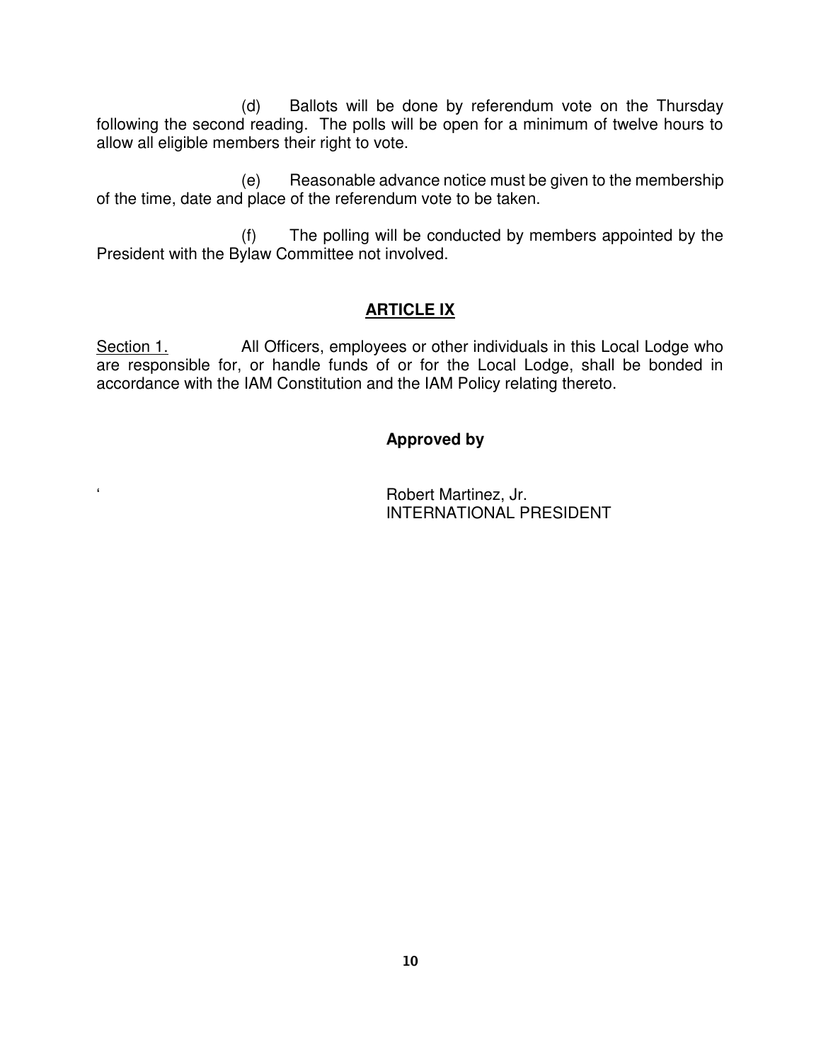(d) Ballots will be done by referendum vote on the Thursday following the second reading. The polls will be open for a minimum of twelve hours to allow all eligible members their right to vote.

(e) Reasonable advance notice must be given to the membership of the time, date and place of the referendum vote to be taken.

(f) The polling will be conducted by members appointed by the President with the Bylaw Committee not involved.

## ARTICLE IX

Section 1. All Officers, employees or other individuals in this Local Lodge who are responsible for, or handle funds of or for the Local Lodge, shall be bonded in accordance with the IAM Constitution and the IAM Policy relating thereto.

**Approved by**

‘

Robert Martinez, Jr.
INTERNATIONAL PRESIDENT